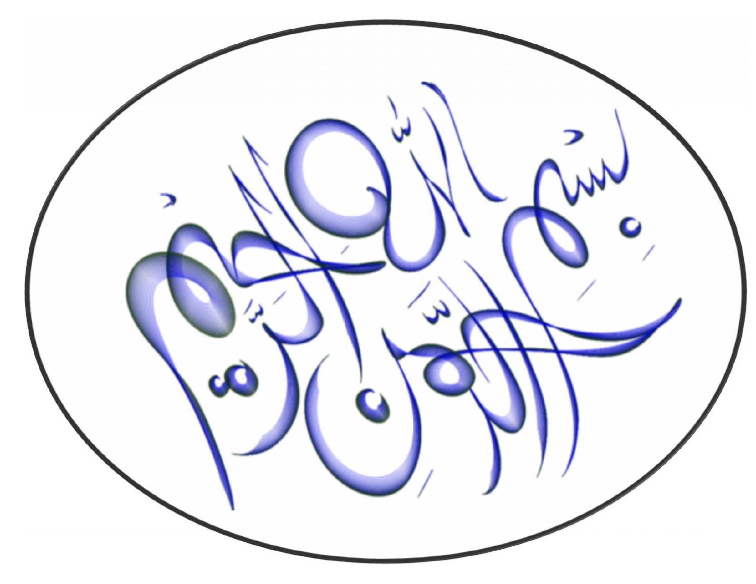بسم الله الرحمن الرحيم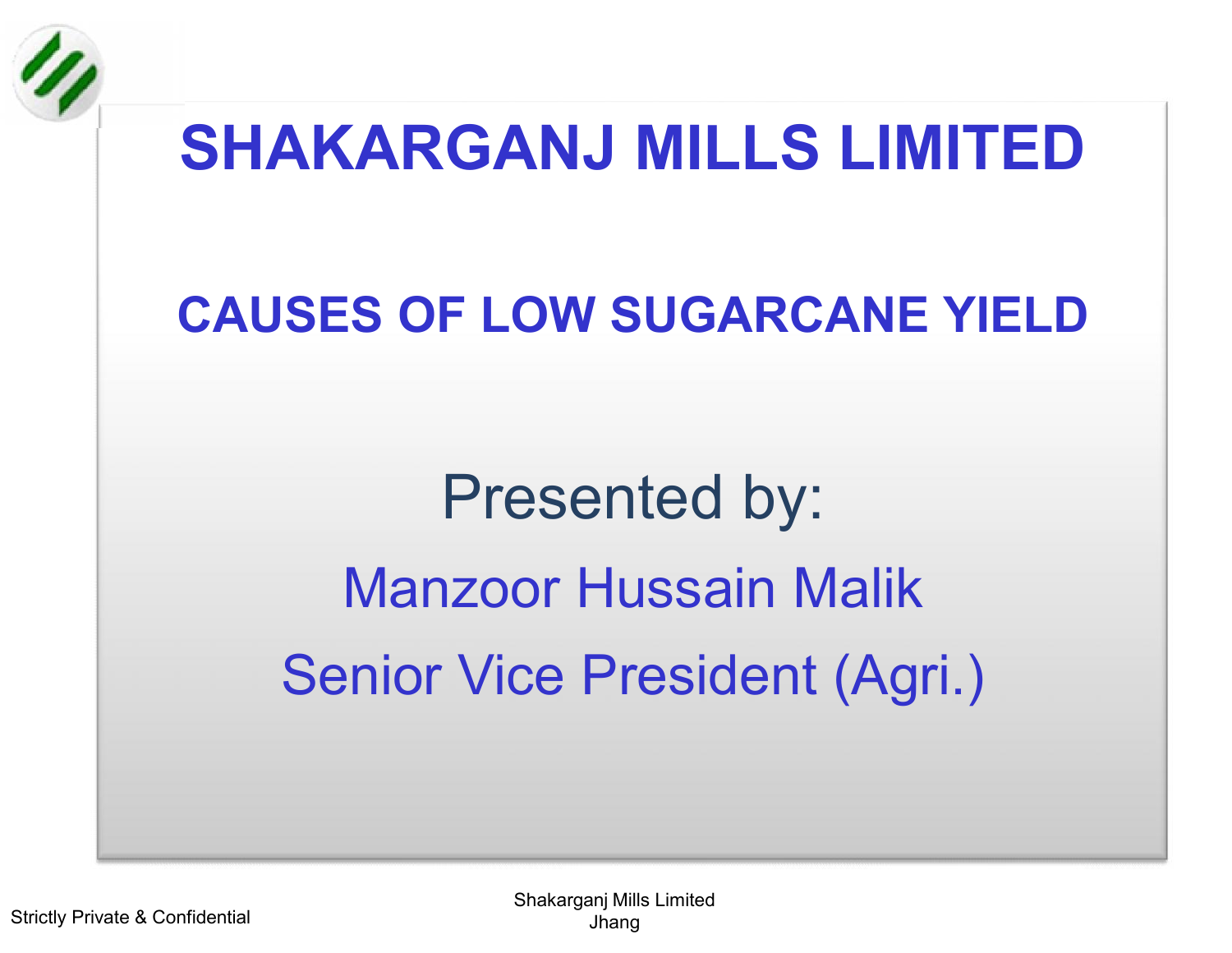# SHAKARGANJ MILLS LIMITED

## CAUSES OF LOW SUGARCANE YIELD

Presented by:

Manzoor Hussain Malik

Senior Vice President (Agri.)

Strictly Private & Confidential

Shakarganj Mills Limited
Jhang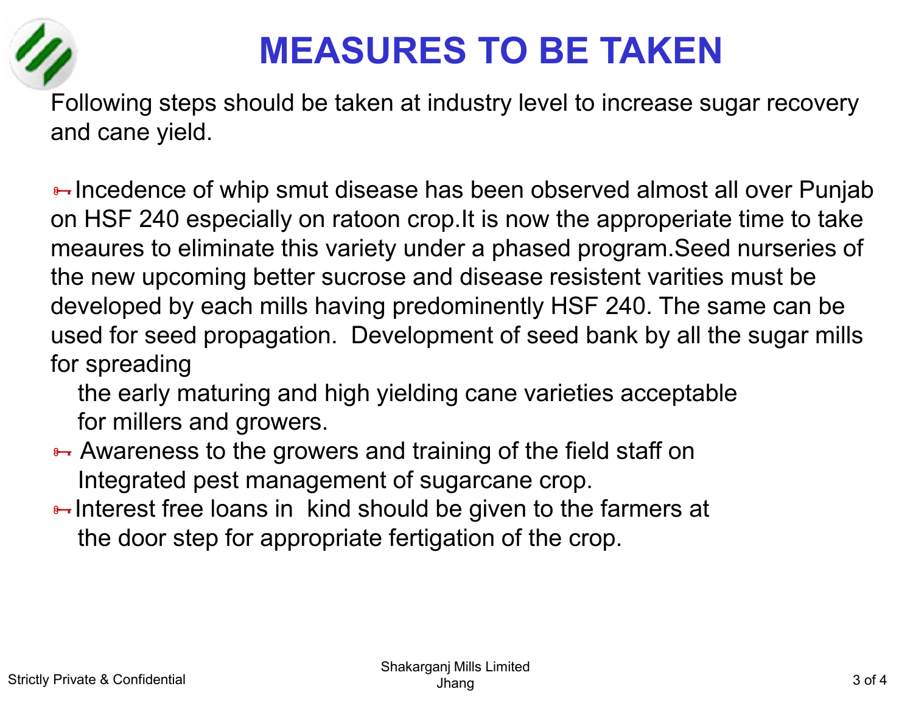# MEASURES TO BE TAKEN

Following steps should be taken at industry level to increase sugar recovery and cane yield.

- Incedence of whip smut disease has been observed almost all over Punjab on HSF 240 especially on ratoon crop.It is now the approperiate time to take meaures to eliminate this variety under a phased program.Seed nurseries of the new upcoming better sucrose and disease resistent varities must be developed by each mills having predominently HSF 240. The same can be used for seed propagation. Development of seed bank by all the sugar mills for spreading the early maturing and high yielding cane varieties acceptable for millers and growers.
- Awareness to the growers and training of the field staff on Integrated pest management of sugarcane crop.
- Interest free loans in kind should be given to the farmers at the door step for appropriate fertigation of the crop.

Strictly Private & Confidential

Shakarganj Mills Limited
Jhang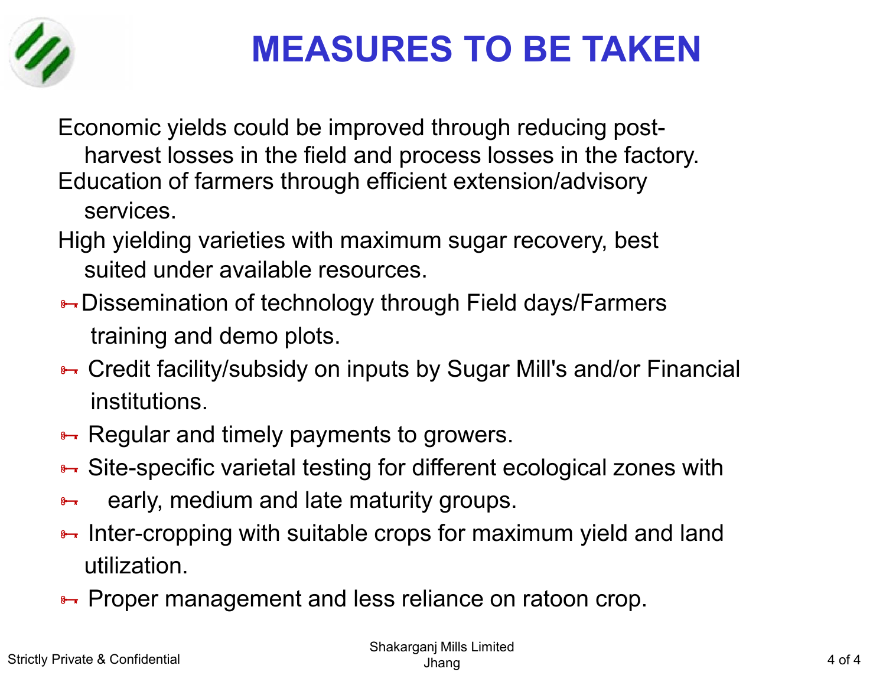# MEASURES TO BE TAKEN

Economic yields could be improved through reducing post-harvest losses in the field and process losses in the factory.

Education of farmers through efficient extension/advisory services.

High yielding varieties with maximum sugar recovery, best suited under available resources.

- Dissemination of technology through Field days/Farmers training and demo plots.
- Credit facility/subsidy on inputs by Sugar Mill's and/or Financial institutions.
- Regular and timely payments to growers.
- Site-specific varietal testing for different ecological zones with
- early, medium and late maturity groups.
- Inter-cropping with suitable crops for maximum yield and land utilization.
- Proper management and less reliance on ratoon crop.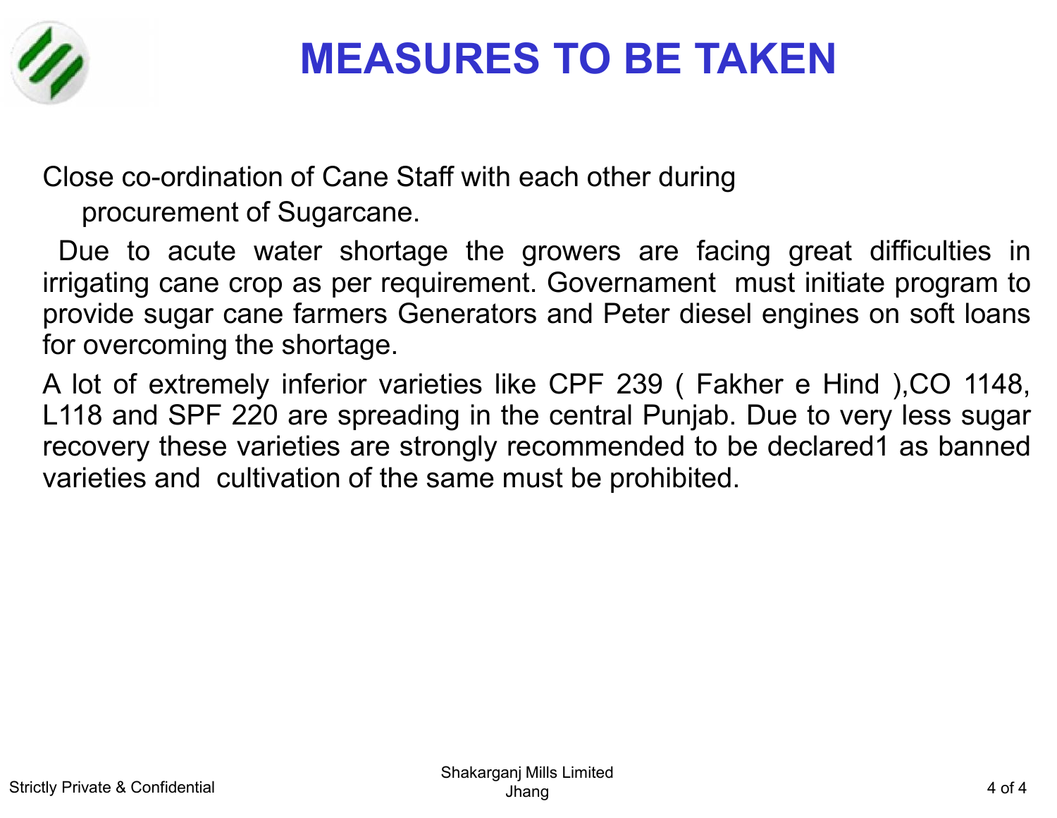# MEASURES TO BE TAKEN

Close co-ordination of Cane Staff with each other during procurement of Sugarcane.

Due to acute water shortage the growers are facing great difficulties in irrigating cane crop as per requirement. Governament must initiate program to provide sugar cane farmers Generators and Peter diesel engines on soft loans for overcoming the shortage.

A lot of extremely inferior varieties like CPF 239 ( Fakher e Hind ),CO 1148, L118 and SPF 220 are spreading in the central Punjab. Due to very less sugar recovery these varieties are strongly recommended to be declared1 as banned varieties and cultivation of the same must be prohibited.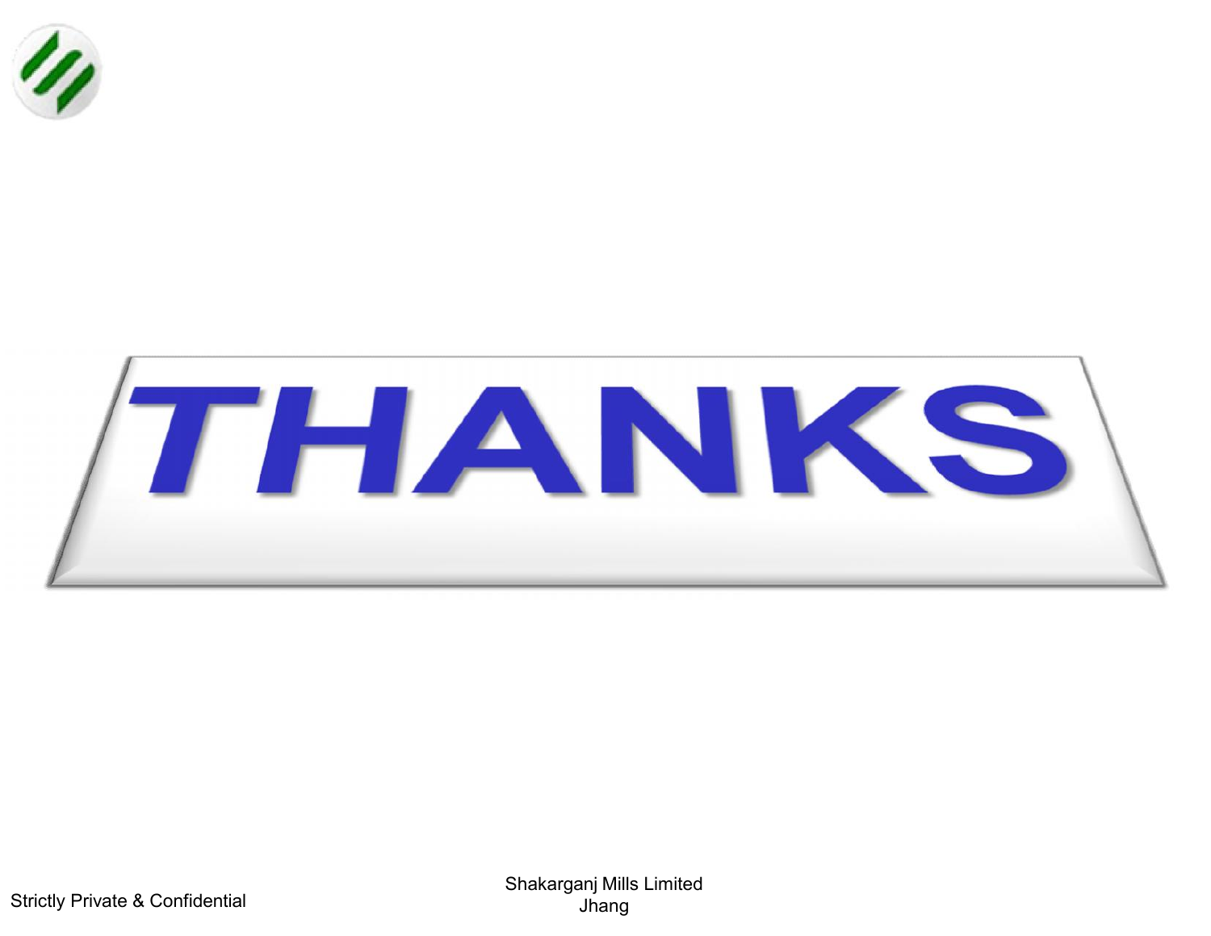# THANKS

Strictly Private & Confidential

Shakarganj Mills Limited
Jhang